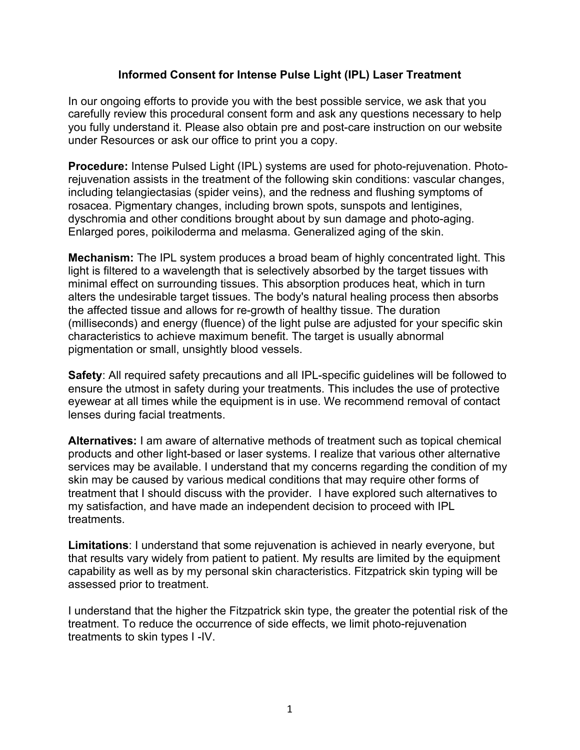# Informed Consent for Intense Pulse Light (IPL) Laser Treatment

In our ongoing efforts to provide you with the best possible service, we ask that you carefully review this procedural consent form and ask any questions necessary to help you fully understand it. Please also obtain pre and post-care instruction on our website under Resources or ask our office to print you a copy.

**Procedure:** Intense Pulsed Light (IPL) systems are used for photo-rejuvenation. Photo-rejuvenation assists in the treatment of the following skin conditions: vascular changes, including telangiectasias (spider veins), and the redness and flushing symptoms of rosacea. Pigmentary changes, including brown spots, sunspots and lentigines, dyschromia and other conditions brought about by sun damage and photo-aging. Enlarged pores, poikiloderma and melasma. Generalized aging of the skin.

**Mechanism:** The IPL system produces a broad beam of highly concentrated light. This light is filtered to a wavelength that is selectively absorbed by the target tissues with minimal effect on surrounding tissues. This absorption produces heat, which in turn alters the undesirable target tissues. The body's natural healing process then absorbs the affected tissue and allows for re-growth of healthy tissue. The duration (milliseconds) and energy (fluence) of the light pulse are adjusted for your specific skin characteristics to achieve maximum benefit. The target is usually abnormal pigmentation or small, unsightly blood vessels.

**Safety**: All required safety precautions and all IPL-specific guidelines will be followed to ensure the utmost in safety during your treatments. This includes the use of protective eyewear at all times while the equipment is in use. We recommend removal of contact lenses during facial treatments.

**Alternatives:** I am aware of alternative methods of treatment such as topical chemical products and other light-based or laser systems. I realize that various other alternative services may be available. I understand that my concerns regarding the condition of my skin may be caused by various medical conditions that may require other forms of treatment that I should discuss with the provider. I have explored such alternatives to my satisfaction, and have made an independent decision to proceed with IPL treatments.

**Limitations**: I understand that some rejuvenation is achieved in nearly everyone, but that results vary widely from patient to patient. My results are limited by the equipment capability as well as by my personal skin characteristics. Fitzpatrick skin typing will be assessed prior to treatment.

I understand that the higher the Fitzpatrick skin type, the greater the potential risk of the treatment. To reduce the occurrence of side effects, we limit photo-rejuvenation treatments to skin types I -IV.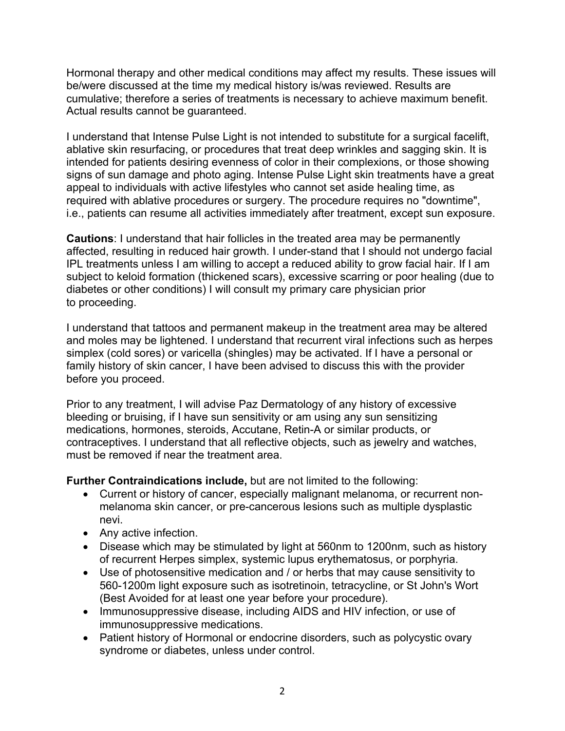Hormonal therapy and other medical conditions may affect my results. These issues will be/were discussed at the time my medical history is/was reviewed. Results are cumulative; therefore a series of treatments is necessary to achieve maximum benefit. Actual results cannot be guaranteed.

I understand that Intense Pulse Light is not intended to substitute for a surgical facelift, ablative skin resurfacing, or procedures that treat deep wrinkles and sagging skin. It is intended for patients desiring evenness of color in their complexions, or those showing signs of sun damage and photo aging. Intense Pulse Light skin treatments have a great appeal to individuals with active lifestyles who cannot set aside healing time, as required with ablative procedures or surgery. The procedure requires no "downtime", i.e., patients can resume all activities immediately after treatment, except sun exposure.

**Cautions**: I understand that hair follicles in the treated area may be permanently affected, resulting in reduced hair growth. I under-stand that I should not undergo facial IPL treatments unless I am willing to accept a reduced ability to grow facial hair. If I am subject to keloid formation (thickened scars), excessive scarring or poor healing (due to diabetes or other conditions) I will consult my primary care physician prior to proceeding.

I understand that tattoos and permanent makeup in the treatment area may be altered and moles may be lightened. I understand that recurrent viral infections such as herpes simplex (cold sores) or varicella (shingles) may be activated. If I have a personal or family history of skin cancer, I have been advised to discuss this with the provider before you proceed.

Prior to any treatment, I will advise Paz Dermatology of any history of excessive bleeding or bruising, if I have sun sensitivity or am using any sun sensitizing medications, hormones, steroids, Accutane, Retin-A or similar products, or contraceptives. I understand that all reflective objects, such as jewelry and watches, must be removed if near the treatment area.

**Further Contraindications include,** but are not limited to the following:

- Current or history of cancer, especially malignant melanoma, or recurrent non-melanoma skin cancer, or pre-cancerous lesions such as multiple dysplastic nevi.
- Any active infection.
- Disease which may be stimulated by light at 560nm to 1200nm, such as history of recurrent Herpes simplex, systemic lupus erythematosus, or porphyria.
- Use of photosensitive medication and / or herbs that may cause sensitivity to 560-1200m light exposure such as isotretinoin, tetracycline, or St John's Wort (Best Avoided for at least one year before your procedure).
- Immunosuppressive disease, including AIDS and HIV infection, or use of immunosuppressive medications.
- Patient history of Hormonal or endocrine disorders, such as polycystic ovary syndrome or diabetes, unless under control.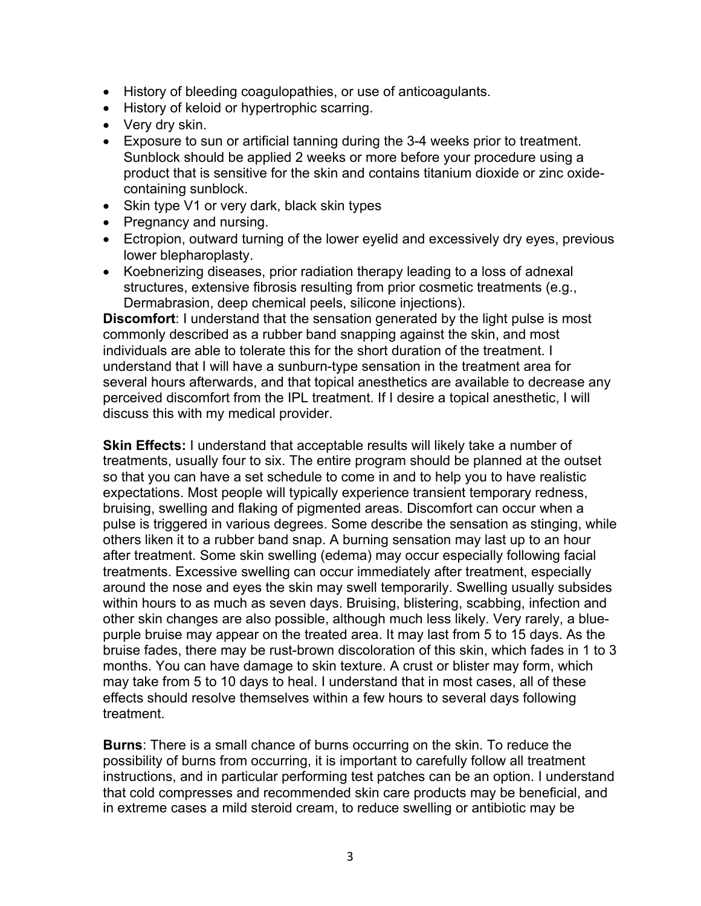- History of bleeding coagulopathies, or use of anticoagulants.
- History of keloid or hypertrophic scarring.
- Very dry skin.
- Exposure to sun or artificial tanning during the 3-4 weeks prior to treatment. Sunblock should be applied 2 weeks or more before your procedure using a product that is sensitive for the skin and contains titanium dioxide or zinc oxide-containing sunblock.
- Skin type V1 or very dark, black skin types
- Pregnancy and nursing.
- Ectropion, outward turning of the lower eyelid and excessively dry eyes, previous lower blepharoplasty.
- Koebnerizing diseases, prior radiation therapy leading to a loss of adnexal structures, extensive fibrosis resulting from prior cosmetic treatments (e.g., Dermabrasion, deep chemical peels, silicone injections).

**Discomfort**: I understand that the sensation generated by the light pulse is most commonly described as a rubber band snapping against the skin, and most individuals are able to tolerate this for the short duration of the treatment. I understand that I will have a sunburn-type sensation in the treatment area for several hours afterwards, and that topical anesthetics are available to decrease any perceived discomfort from the IPL treatment. If I desire a topical anesthetic, I will discuss this with my medical provider.

**Skin Effects:** I understand that acceptable results will likely take a number of treatments, usually four to six. The entire program should be planned at the outset so that you can have a set schedule to come in and to help you to have realistic expectations. Most people will typically experience transient temporary redness, bruising, swelling and flaking of pigmented areas. Discomfort can occur when a pulse is triggered in various degrees. Some describe the sensation as stinging, while others liken it to a rubber band snap. A burning sensation may last up to an hour after treatment. Some skin swelling (edema) may occur especially following facial treatments. Excessive swelling can occur immediately after treatment, especially around the nose and eyes the skin may swell temporarily. Swelling usually subsides within hours to as much as seven days. Bruising, blistering, scabbing, infection and other skin changes are also possible, although much less likely. Very rarely, a blue-purple bruise may appear on the treated area. It may last from 5 to 15 days. As the bruise fades, there may be rust-brown discoloration of this skin, which fades in 1 to 3 months. You can have damage to skin texture. A crust or blister may form, which may take from 5 to 10 days to heal. I understand that in most cases, all of these effects should resolve themselves within a few hours to several days following treatment.

**Burns**: There is a small chance of burns occurring on the skin. To reduce the possibility of burns from occurring, it is important to carefully follow all treatment instructions, and in particular performing test patches can be an option. I understand that cold compresses and recommended skin care products may be beneficial, and in extreme cases a mild steroid cream, to reduce swelling or antibiotic may be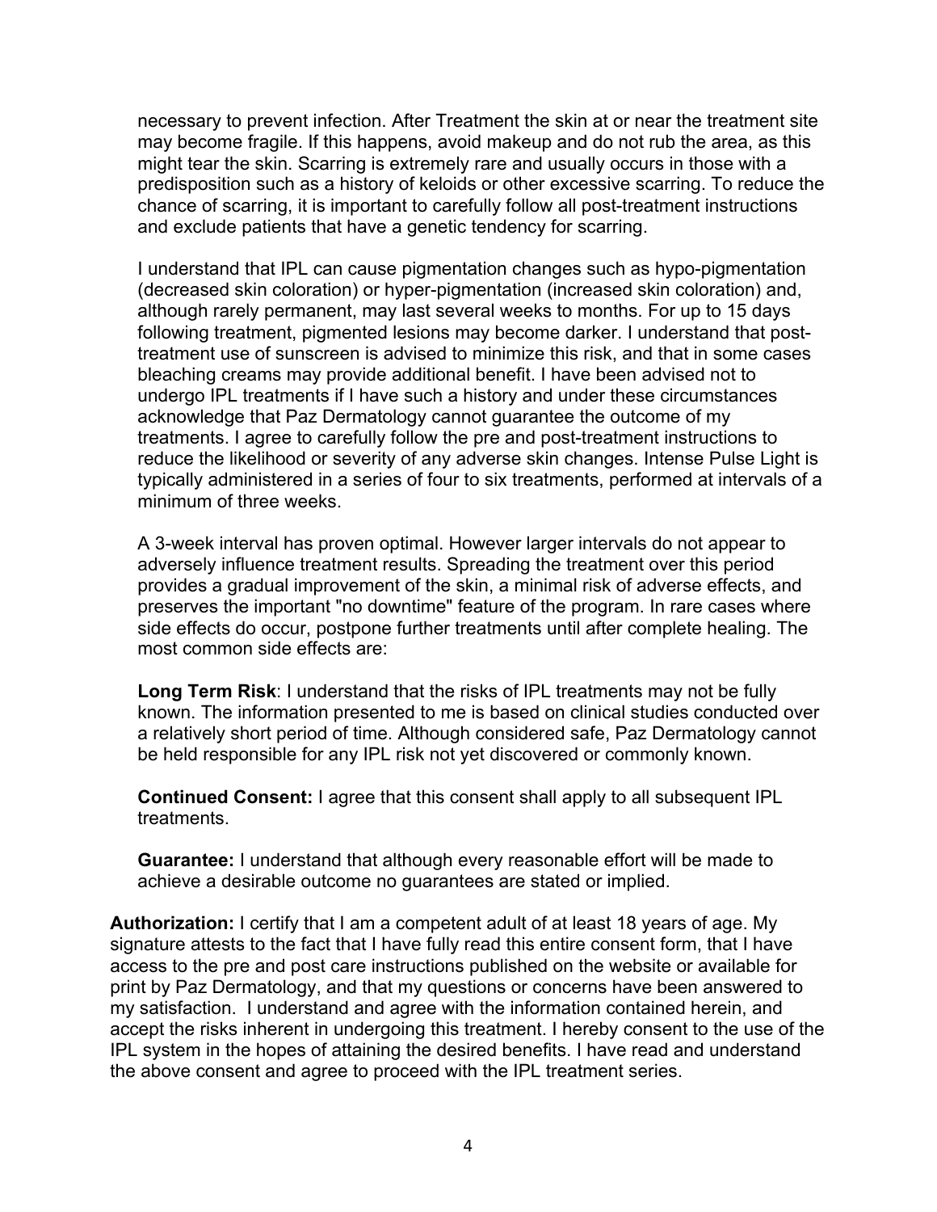necessary to prevent infection. After Treatment the skin at or near the treatment site may become fragile. If this happens, avoid makeup and do not rub the area, as this might tear the skin. Scarring is extremely rare and usually occurs in those with a predisposition such as a history of keloids or other excessive scarring. To reduce the chance of scarring, it is important to carefully follow all post-treatment instructions and exclude patients that have a genetic tendency for scarring.

I understand that IPL can cause pigmentation changes such as hypo-pigmentation (decreased skin coloration) or hyper-pigmentation (increased skin coloration) and, although rarely permanent, may last several weeks to months. For up to 15 days following treatment, pigmented lesions may become darker. I understand that post-treatment use of sunscreen is advised to minimize this risk, and that in some cases bleaching creams may provide additional benefit. I have been advised not to undergo IPL treatments if I have such a history and under these circumstances acknowledge that Paz Dermatology cannot guarantee the outcome of my treatments. I agree to carefully follow the pre and post-treatment instructions to reduce the likelihood or severity of any adverse skin changes. Intense Pulse Light is typically administered in a series of four to six treatments, performed at intervals of a minimum of three weeks.

A 3-week interval has proven optimal. However larger intervals do not appear to adversely influence treatment results. Spreading the treatment over this period provides a gradual improvement of the skin, a minimal risk of adverse effects, and preserves the important "no downtime" feature of the program. In rare cases where side effects do occur, postpone further treatments until after complete healing. The most common side effects are:

**Long Term Risk**: I understand that the risks of IPL treatments may not be fully known. The information presented to me is based on clinical studies conducted over a relatively short period of time. Although considered safe, Paz Dermatology cannot be held responsible for any IPL risk not yet discovered or commonly known.

**Continued Consent:** I agree that this consent shall apply to all subsequent IPL treatments.

**Guarantee:** I understand that although every reasonable effort will be made to achieve a desirable outcome no guarantees are stated or implied.

**Authorization:** I certify that I am a competent adult of at least 18 years of age. My signature attests to the fact that I have fully read this entire consent form, that I have access to the pre and post care instructions published on the website or available for print by Paz Dermatology, and that my questions or concerns have been answered to my satisfaction. I understand and agree with the information contained herein, and accept the risks inherent in undergoing this treatment. I hereby consent to the use of the IPL system in the hopes of attaining the desired benefits. I have read and understand the above consent and agree to proceed with the IPL treatment series.